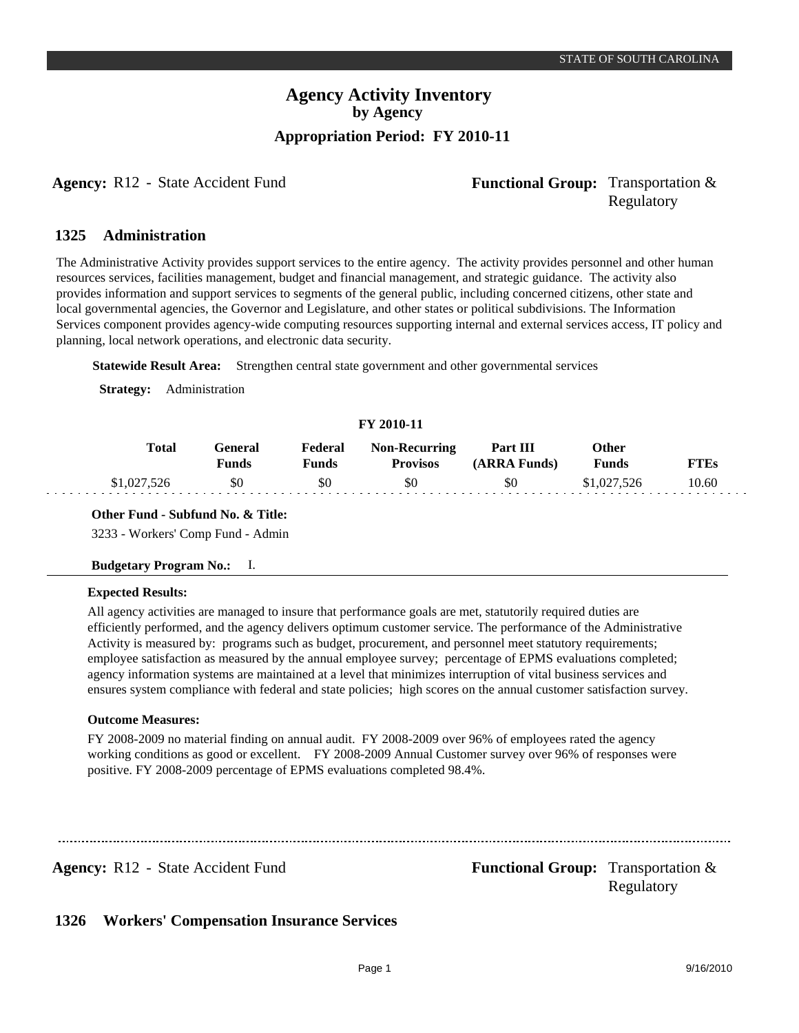# Agency Activity Inventory
## by Agency
### Appropriation Period: FY 2010-11

**Agency:** R12 - State Accident Fund **Functional Group:** Transportation & Regulatory

## 1325 Administration

The Administrative Activity provides support services to the entire agency. The activity provides personnel and other human resources services, facilities management, budget and financial management, and strategic guidance. The activity also provides information and support services to segments of the general public, including concerned citizens, other state and local governmental agencies, the Governor and Legislature, and other states or political subdivisions. The Information Services component provides agency-wide computing resources supporting internal and external services access, IT policy and planning, local network operations, and electronic data security.

**Statewide Result Area:** Strengthen central state government and other governmental services

**Strategy:** Administration

**FY 2010-11**

| Total | General Funds | Federal Funds | Non-Recurring Provisos | Part III (ARRA Funds) | Other Funds | FTEs |
|---|---|---|---|---|---|---|
| $1,027,526 | $0 | $0 | $0 | $0 | $1,027,526 | 10.60 |

**Other Fund - Subfund No. & Title:**
3233 - Workers' Comp Fund - Admin

**Budgetary Program No.:** I.

**Expected Results:**

All agency activities are managed to insure that performance goals are met, statutorily required duties are efficiently performed, and the agency delivers optimum customer service. The performance of the Administrative Activity is measured by: programs such as budget, procurement, and personnel meet statutory requirements; employee satisfaction as measured by the annual employee survey; percentage of EPMS evaluations completed; agency information systems are maintained at a level that minimizes interruption of vital business services and ensures system compliance with federal and state policies; high scores on the annual customer satisfaction survey.

**Outcome Measures:**

FY 2008-2009 no material finding on annual audit. FY 2008-2009 over 96% of employees rated the agency working conditions as good or excellent. FY 2008-2009 Annual Customer survey over 96% of responses were positive. FY 2008-2009 percentage of EPMS evaluations completed 98.4%.

**Agency:** R12 - State Accident Fund **Functional Group:** Transportation & Regulatory

## 1326 Workers' Compensation Insurance Services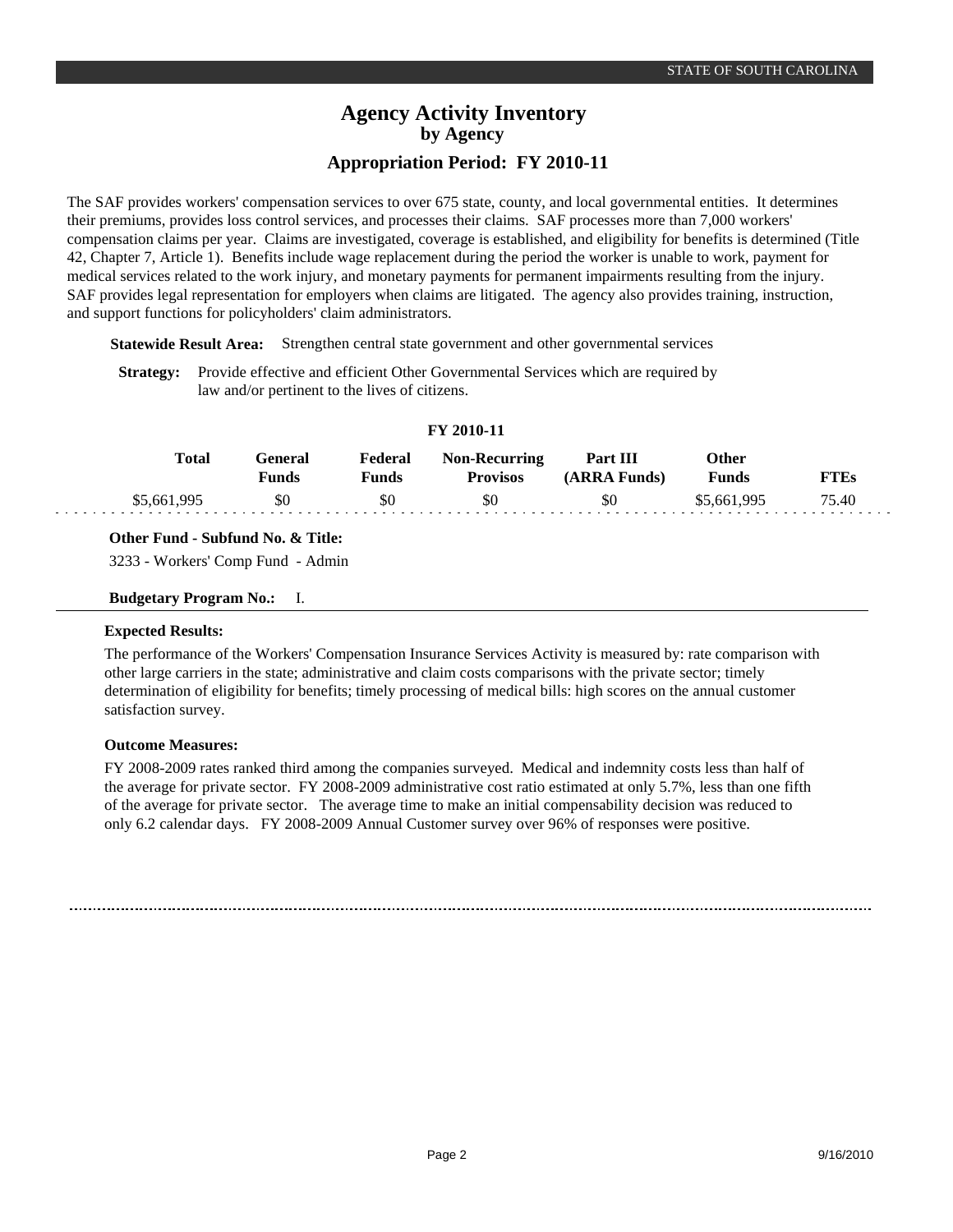# Agency Activity Inventory
## by Agency
### Appropriation Period: FY 2010-11

The SAF provides workers' compensation services to over 675 state, county, and local governmental entities. It determines their premiums, provides loss control services, and processes their claims. SAF processes more than 7,000 workers' compensation claims per year. Claims are investigated, coverage is established, and eligibility for benefits is determined (Title 42, Chapter 7, Article 1). Benefits include wage replacement during the period the worker is unable to work, payment for medical services related to the work injury, and monetary payments for permanent impairments resulting from the injury. SAF provides legal representation for employers when claims are litigated. The agency also provides training, instruction, and support functions for policyholders' claim administrators.

**Statewide Result Area:** Strengthen central state government and other governmental services

**Strategy:** Provide effective and efficient Other Governmental Services which are required by law and/or pertinent to the lives of citizens.

**FY 2010-11**

| Total | General Funds | Federal Funds | Non-Recurring Provisos | Part III (ARRA Funds) | Other Funds | FTEs |
|---|---|---|---|---|---|---|
| $5,661,995 | $0 | $0 | $0 | $0 | $5,661,995 | 75.40 |

**Other Fund - Subfund No. & Title:**

3233 - Workers' Comp Fund - Admin

**Budgetary Program No.:** I.

**Expected Results:**

The performance of the Workers' Compensation Insurance Services Activity is measured by: rate comparison with other large carriers in the state; administrative and claim costs comparisons with the private sector; timely determination of eligibility for benefits; timely processing of medical bills: high scores on the annual customer satisfaction survey.

**Outcome Measures:**

FY 2008-2009 rates ranked third among the companies surveyed. Medical and indemnity costs less than half of the average for private sector. FY 2008-2009 administrative cost ratio estimated at only 5.7%, less than one fifth of the average for private sector. The average time to make an initial compensability decision was reduced to only 6.2 calendar days. FY 2008-2009 Annual Customer survey over 96% of responses were positive.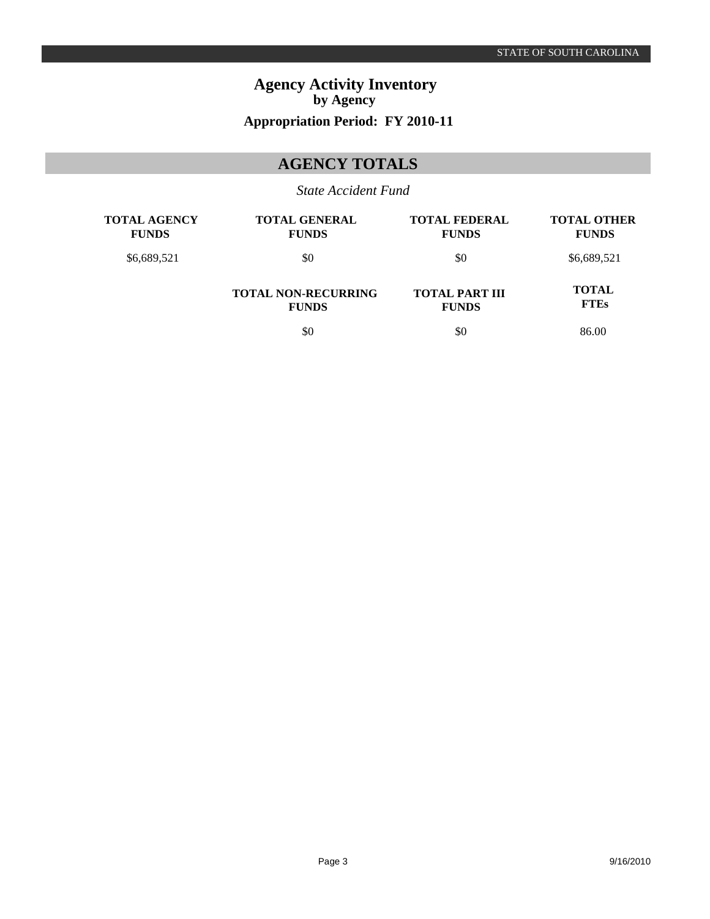STATE OF SOUTH CAROLINA

# Agency Activity Inventory
### by Agency
### Appropriation Period: FY 2010-11

## AGENCY TOTALS

*State Accident Fund*

| TOTAL AGENCY FUNDS | TOTAL GENERAL FUNDS | TOTAL FEDERAL FUNDS | TOTAL OTHER FUNDS |
|---|---|---|---|
| $6,689,521 | $0 | $0 | $6,689,521 |
| | **TOTAL NON-RECURRING FUNDS** | **TOTAL PART III FUNDS** | **TOTAL FTEs** |
| | $0 | $0 | 86.00 |

9/16/2010